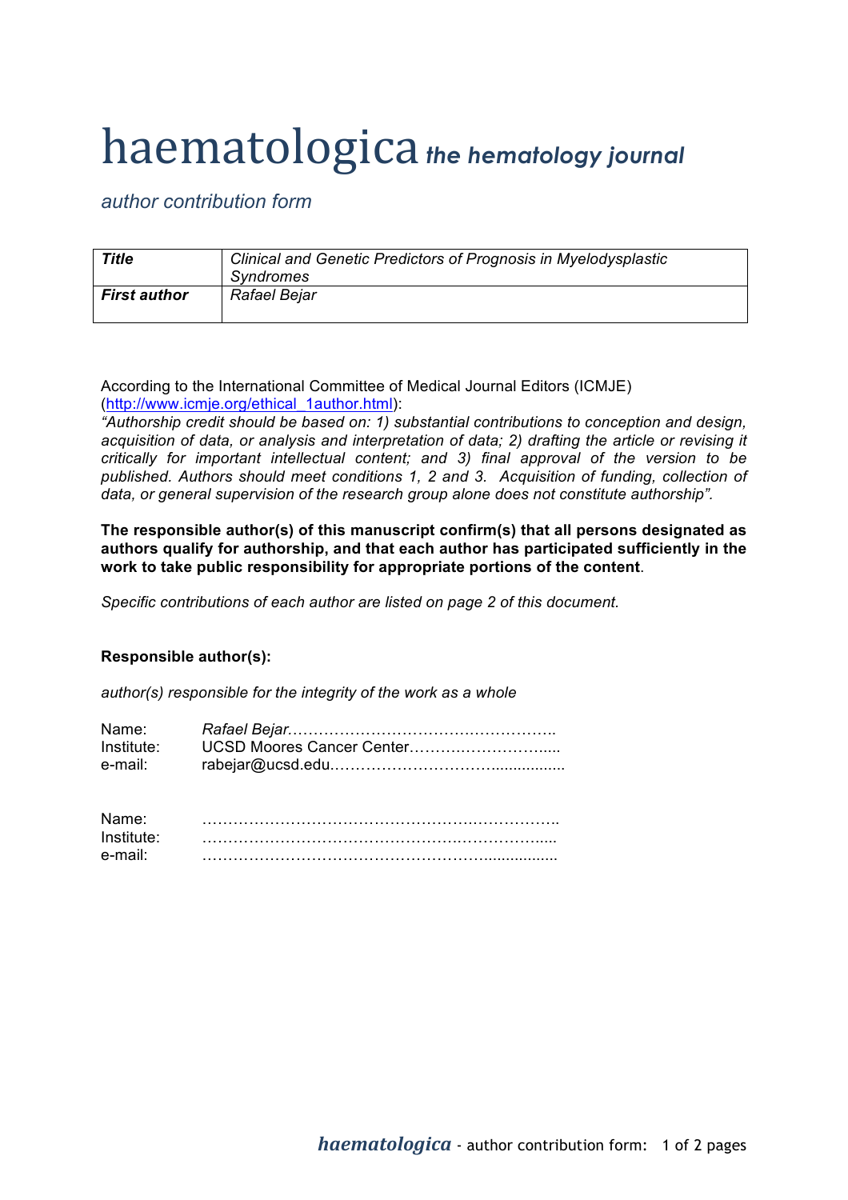# haematologica *the hematology journal*

*author contribution form*

| *Title* | *Clinical and Genetic Predictors of Prognosis in Myelodysplastic Syndromes* |
|---|---|
| ***First author*** | *Rafael Bejar* |

According to the International Committee of Medical Journal Editors (ICMJE) (http://www.icmje.org/ethical_1author.html):
*"Authorship credit should be based on: 1) substantial contributions to conception and design, acquisition of data, or analysis and interpretation of data; 2) drafting the article or revising it critically for important intellectual content; and 3) final approval of the version to be published. Authors should meet conditions 1, 2 and 3. Acquisition of funding, collection of data, or general supervision of the research group alone does not constitute authorship".*

**The responsible author(s) of this manuscript confirm(s) that all persons designated as authors qualify for authorship, and that each author has participated sufficiently in the work to take public responsibility for appropriate portions of the content**.

*Specific contributions of each author are listed on page 2 of this document.*

**Responsible author(s):**

*author(s) responsible for the integrity of the work as a whole*

Name: *Rafael Bejar*……………………………….…………..
Institute: UCSD Moores Cancer Center……….……………....
e-mail: rabejar@ucsd.edu……………….………….................

Name: ……………………………………………….……………..
Institute: ……………………………………………….…………....
e-mail: …………………….……………………………................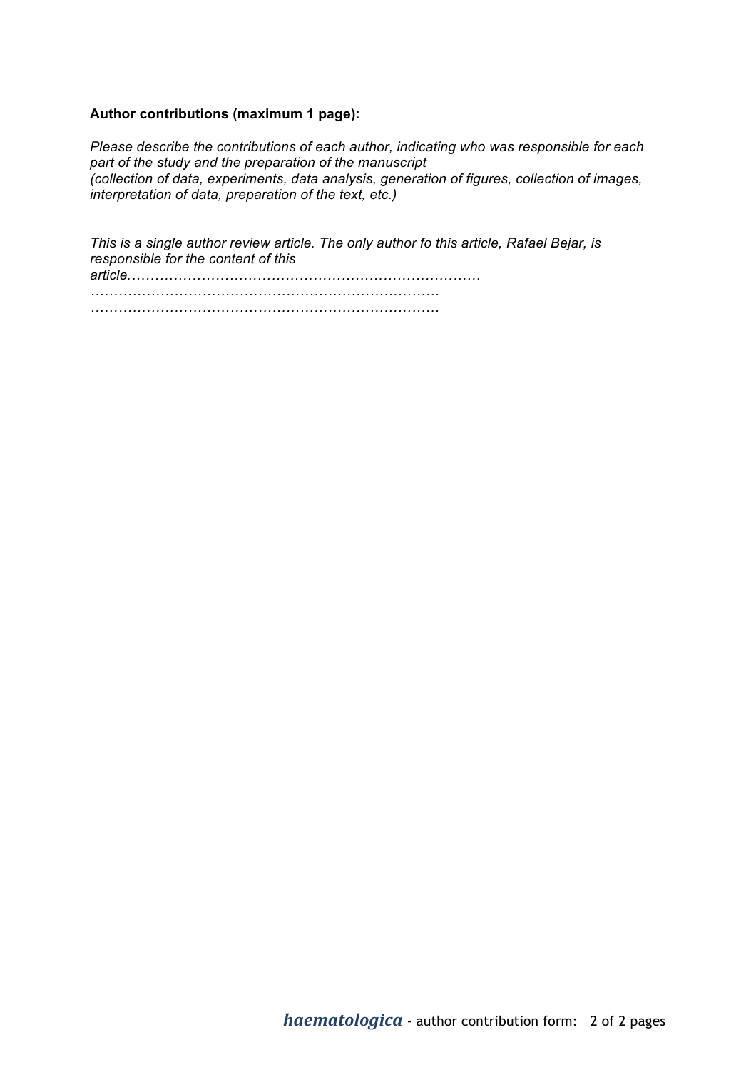**Author contributions (maximum 1 page):**

*Please describe the contributions of each author, indicating who was responsible for each part of the study and the preparation of the manuscript*
*(collection of data, experiments, data analysis, generation of figures, collection of images, interpretation of data, preparation of the text, etc.)*

*This is a single author review article. The only author fo this article, Rafael Bejar, is responsible for the content of this article…………………………………………………………………*
*…………………………………………………………………*
*…………………………………………………………………*